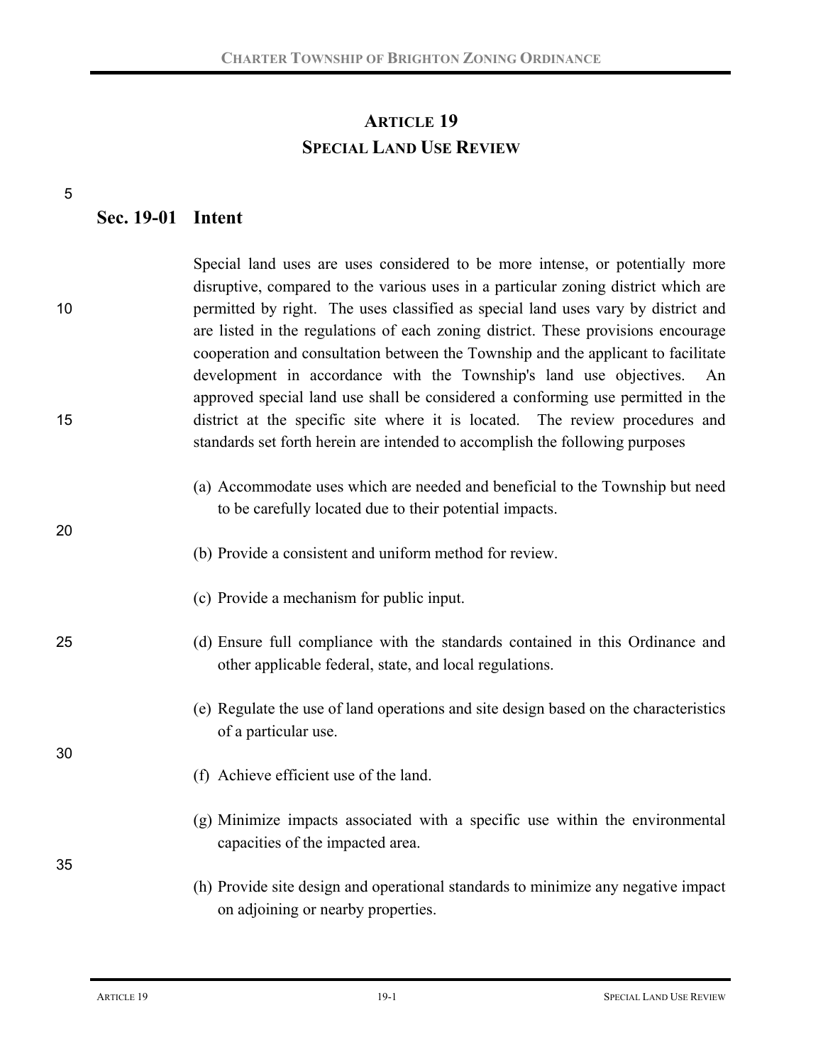# ARTICLE 19
# SPECIAL LAND USE REVIEW

## Sec. 19-01 Intent

Special land uses are uses considered to be more intense, or potentially more disruptive, compared to the various uses in a particular zoning district which are permitted by right. The uses classified as special land uses vary by district and are listed in the regulations of each zoning district. These provisions encourage cooperation and consultation between the Township and the applicant to facilitate development in accordance with the Township's land use objectives. An approved special land use shall be considered a conforming use permitted in the district at the specific site where it is located. The review procedures and standards set forth herein are intended to accomplish the following purposes

(a) Accommodate uses which are needed and beneficial to the Township but need to be carefully located due to their potential impacts.

(b) Provide a consistent and uniform method for review.

(c) Provide a mechanism for public input.

(d) Ensure full compliance with the standards contained in this Ordinance and other applicable federal, state, and local regulations.

(e) Regulate the use of land operations and site design based on the characteristics of a particular use.

(f) Achieve efficient use of the land.

(g) Minimize impacts associated with a specific use within the environmental capacities of the impacted area.

(h) Provide site design and operational standards to minimize any negative impact on adjoining or nearby properties.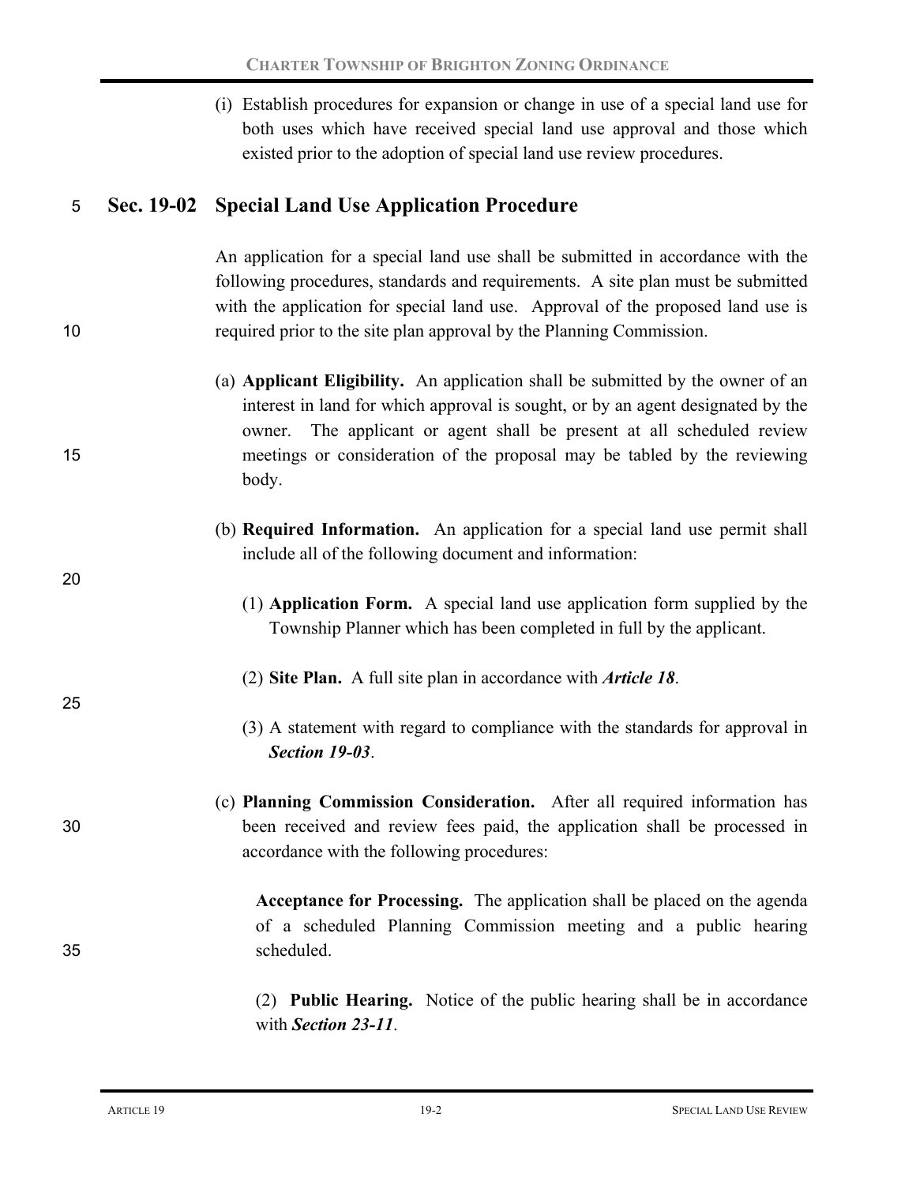(i) Establish procedures for expansion or change in use of a special land use for both uses which have received special land use approval and those which existed prior to the adoption of special land use review procedures.

## Sec. 19-02 Special Land Use Application Procedure

An application for a special land use shall be submitted in accordance with the following procedures, standards and requirements. A site plan must be submitted with the application for special land use. Approval of the proposed land use is required prior to the site plan approval by the Planning Commission.

(a) **Applicant Eligibility.** An application shall be submitted by the owner of an interest in land for which approval is sought, or by an agent designated by the owner. The applicant or agent shall be present at all scheduled review meetings or consideration of the proposal may be tabled by the reviewing body.

(b) **Required Information.** An application for a special land use permit shall include all of the following document and information:

(1) **Application Form.** A special land use application form supplied by the Township Planner which has been completed in full by the applicant.

(2) **Site Plan.** A full site plan in accordance with ***Article 18***.

(3) A statement with regard to compliance with the standards for approval in ***Section 19-03***.

(c) **Planning Commission Consideration.** After all required information has been received and review fees paid, the application shall be processed in accordance with the following procedures:

**Acceptance for Processing.** The application shall be placed on the agenda of a scheduled Planning Commission meeting and a public hearing scheduled.

(2) **Public Hearing.** Notice of the public hearing shall be in accordance with ***Section 23-11***.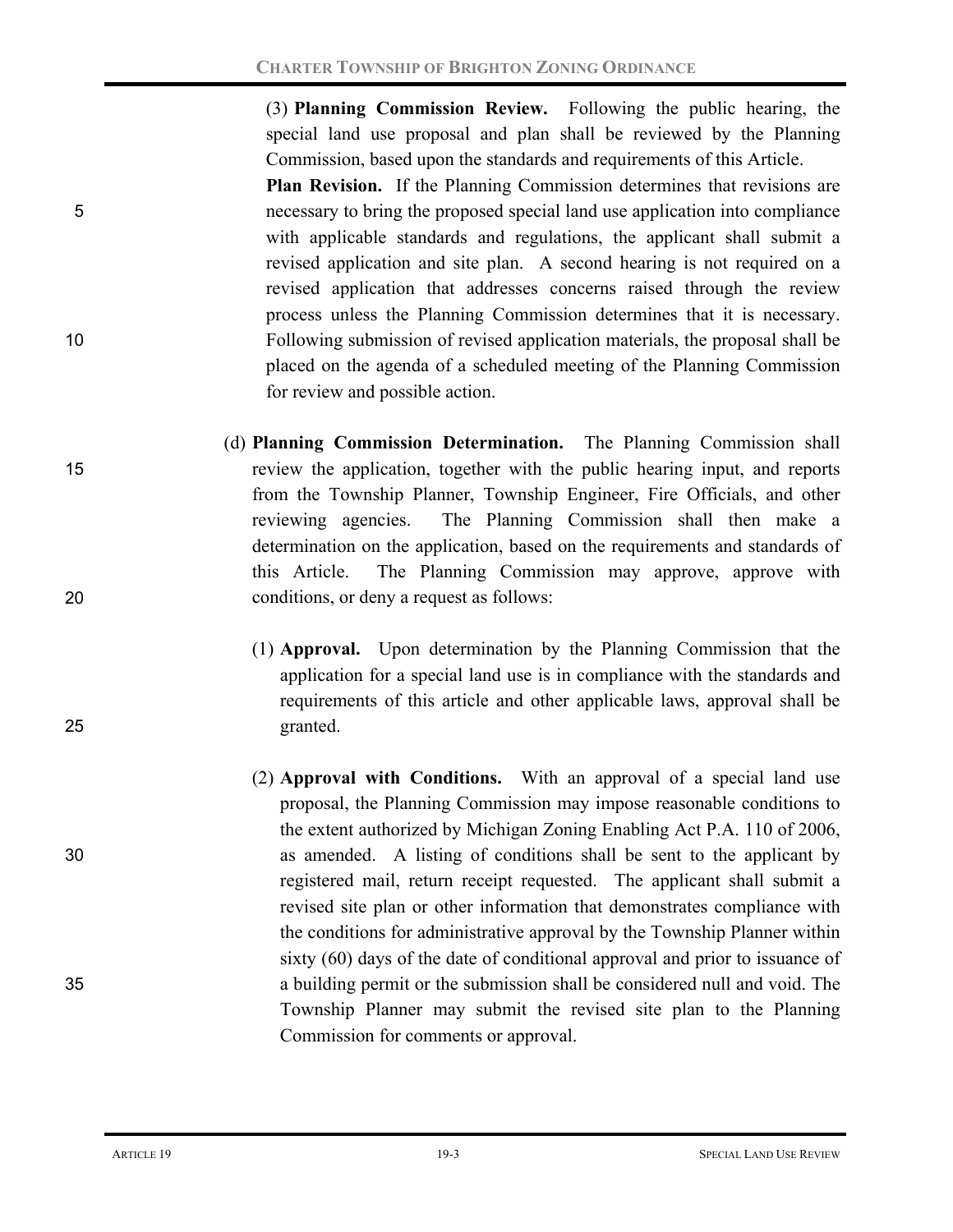(3) **Planning Commission Review.** Following the public hearing, the special land use proposal and plan shall be reviewed by the Planning Commission, based upon the standards and requirements of this Article.

**Plan Revision.** If the Planning Commission determines that revisions are necessary to bring the proposed special land use application into compliance with applicable standards and regulations, the applicant shall submit a revised application and site plan. A second hearing is not required on a revised application that addresses concerns raised through the review process unless the Planning Commission determines that it is necessary. Following submission of revised application materials, the proposal shall be placed on the agenda of a scheduled meeting of the Planning Commission for review and possible action.

(d) **Planning Commission Determination.** The Planning Commission shall review the application, together with the public hearing input, and reports from the Township Planner, Township Engineer, Fire Officials, and other reviewing agencies. The Planning Commission shall then make a determination on the application, based on the requirements and standards of this Article. The Planning Commission may approve, approve with conditions, or deny a request as follows:

(1) **Approval.** Upon determination by the Planning Commission that the application for a special land use is in compliance with the standards and requirements of this article and other applicable laws, approval shall be granted.

(2) **Approval with Conditions.** With an approval of a special land use proposal, the Planning Commission may impose reasonable conditions to the extent authorized by Michigan Zoning Enabling Act P.A. 110 of 2006, as amended. A listing of conditions shall be sent to the applicant by registered mail, return receipt requested. The applicant shall submit a revised site plan or other information that demonstrates compliance with the conditions for administrative approval by the Township Planner within sixty (60) days of the date of conditional approval and prior to issuance of a building permit or the submission shall be considered null and void. The Township Planner may submit the revised site plan to the Planning Commission for comments or approval.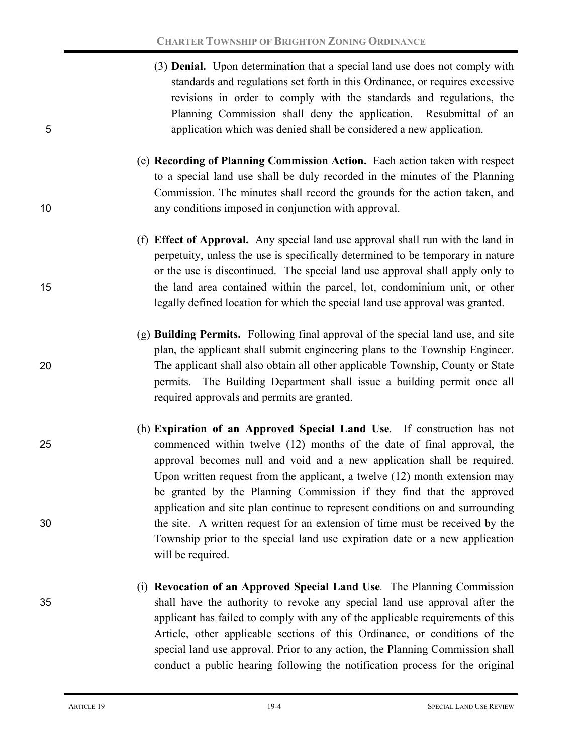(3) **Denial.** Upon determination that a special land use does not comply with standards and regulations set forth in this Ordinance, or requires excessive revisions in order to comply with the standards and regulations, the Planning Commission shall deny the application. Resubmittal of an application which was denied shall be considered a new application.

(e) **Recording of Planning Commission Action.** Each action taken with respect to a special land use shall be duly recorded in the minutes of the Planning Commission. The minutes shall record the grounds for the action taken, and any conditions imposed in conjunction with approval.

(f) **Effect of Approval.** Any special land use approval shall run with the land in perpetuity, unless the use is specifically determined to be temporary in nature or the use is discontinued. The special land use approval shall apply only to the land area contained within the parcel, lot, condominium unit, or other legally defined location for which the special land use approval was granted.

(g) **Building Permits.** Following final approval of the special land use, and site plan, the applicant shall submit engineering plans to the Township Engineer. The applicant shall also obtain all other applicable Township, County or State permits. The Building Department shall issue a building permit once all required approvals and permits are granted.

(h) **Expiration of an Approved Special Land Use**. If construction has not commenced within twelve (12) months of the date of final approval, the approval becomes null and void and a new application shall be required. Upon written request from the applicant, a twelve (12) month extension may be granted by the Planning Commission if they find that the approved application and site plan continue to represent conditions on and surrounding the site. A written request for an extension of time must be received by the Township prior to the special land use expiration date or a new application will be required.

(i) **Revocation of an Approved Special Land Use**. The Planning Commission shall have the authority to revoke any special land use approval after the applicant has failed to comply with any of the applicable requirements of this Article, other applicable sections of this Ordinance, or conditions of the special land use approval. Prior to any action, the Planning Commission shall conduct a public hearing following the notification process for the original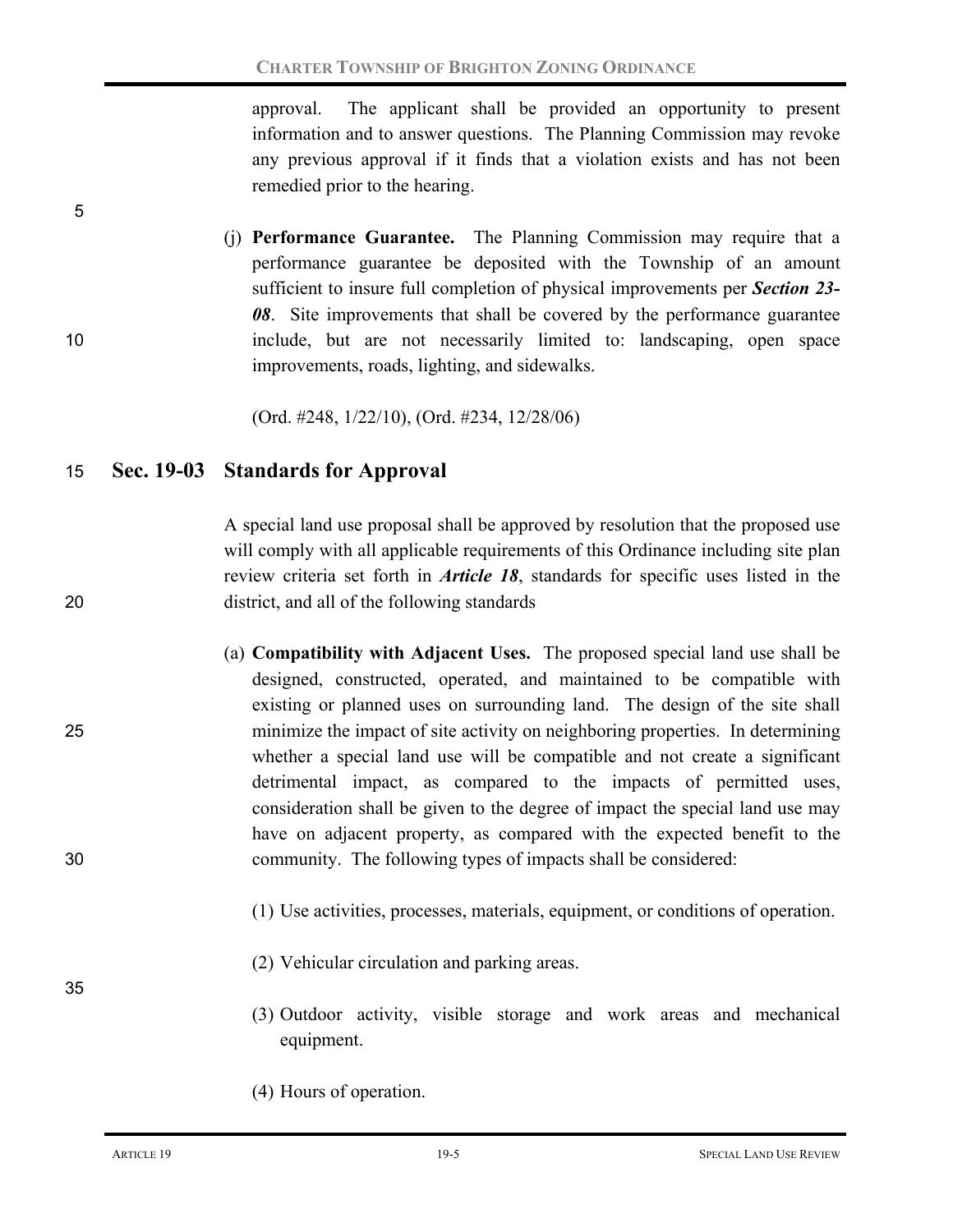approval. The applicant shall be provided an opportunity to present information and to answer questions. The Planning Commission may revoke any previous approval if it finds that a violation exists and has not been remedied prior to the hearing.

(j) **Performance Guarantee.** The Planning Commission may require that a performance guarantee be deposited with the Township of an amount sufficient to insure full completion of physical improvements per ***Section 23-08***. Site improvements that shall be covered by the performance guarantee include, but are not necessarily limited to: landscaping, open space improvements, roads, lighting, and sidewalks.

(Ord. #248, 1/22/10), (Ord. #234, 12/28/06)

## Sec. 19-03 Standards for Approval

A special land use proposal shall be approved by resolution that the proposed use will comply with all applicable requirements of this Ordinance including site plan review criteria set forth in ***Article 18***, standards for specific uses listed in the district, and all of the following standards

(a) **Compatibility with Adjacent Uses.** The proposed special land use shall be designed, constructed, operated, and maintained to be compatible with existing or planned uses on surrounding land. The design of the site shall minimize the impact of site activity on neighboring properties. In determining whether a special land use will be compatible and not create a significant detrimental impact, as compared to the impacts of permitted uses, consideration shall be given to the degree of impact the special land use may have on adjacent property, as compared with the expected benefit to the community. The following types of impacts shall be considered:

(1) Use activities, processes, materials, equipment, or conditions of operation.

(2) Vehicular circulation and parking areas.

(3) Outdoor activity, visible storage and work areas and mechanical equipment.

(4) Hours of operation.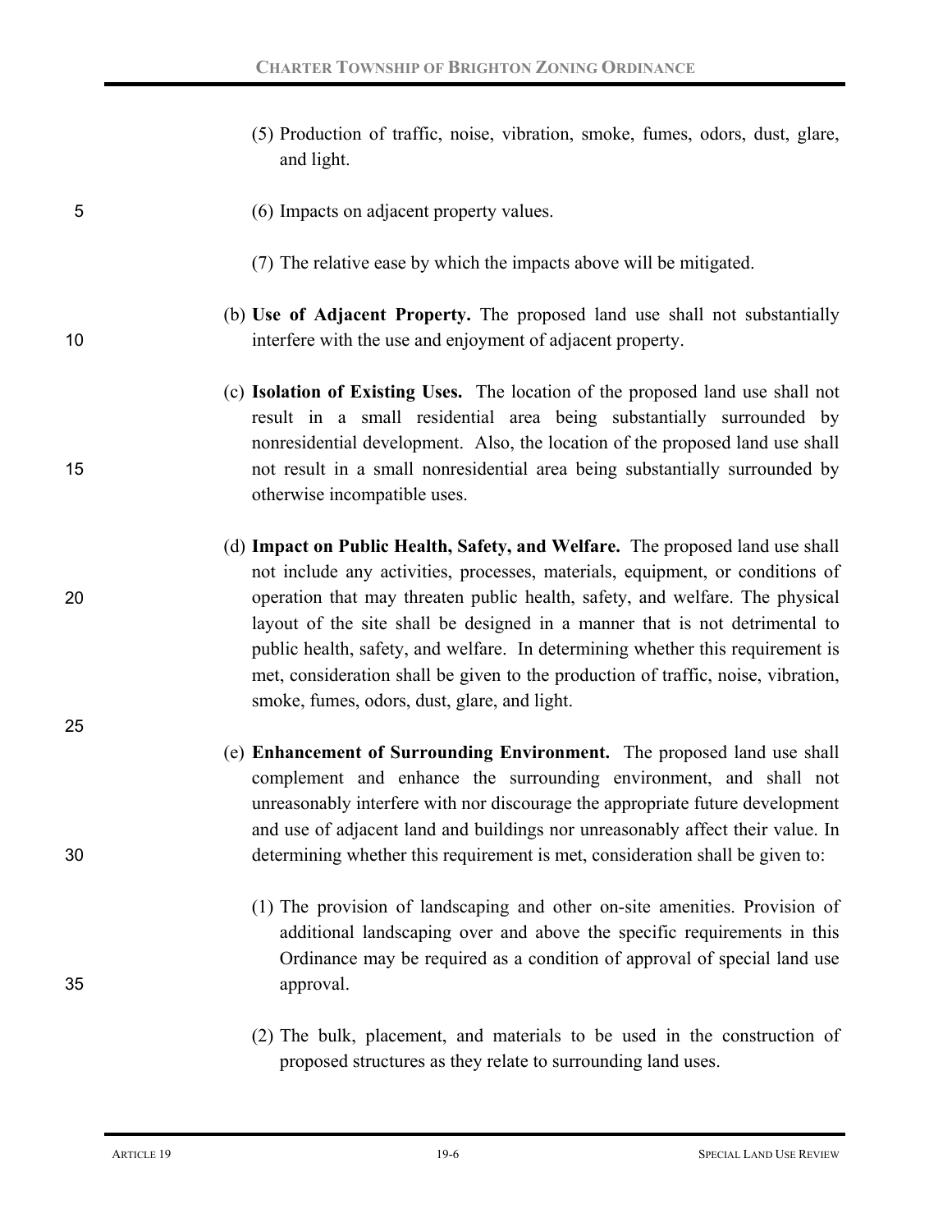(5) Production of traffic, noise, vibration, smoke, fumes, odors, dust, glare, and light.

(6) Impacts on adjacent property values.

(7) The relative ease by which the impacts above will be mitigated.

(b) **Use of Adjacent Property.** The proposed land use shall not substantially interfere with the use and enjoyment of adjacent property.

(c) **Isolation of Existing Uses.** The location of the proposed land use shall not result in a small residential area being substantially surrounded by nonresidential development. Also, the location of the proposed land use shall not result in a small nonresidential area being substantially surrounded by otherwise incompatible uses.

(d) **Impact on Public Health, Safety, and Welfare.** The proposed land use shall not include any activities, processes, materials, equipment, or conditions of operation that may threaten public health, safety, and welfare. The physical layout of the site shall be designed in a manner that is not detrimental to public health, safety, and welfare. In determining whether this requirement is met, consideration shall be given to the production of traffic, noise, vibration, smoke, fumes, odors, dust, glare, and light.

(e) **Enhancement of Surrounding Environment.** The proposed land use shall complement and enhance the surrounding environment, and shall not unreasonably interfere with nor discourage the appropriate future development and use of adjacent land and buildings nor unreasonably affect their value. In determining whether this requirement is met, consideration shall be given to:

(1) The provision of landscaping and other on-site amenities. Provision of additional landscaping over and above the specific requirements in this Ordinance may be required as a condition of approval of special land use approval.

(2) The bulk, placement, and materials to be used in the construction of proposed structures as they relate to surrounding land uses.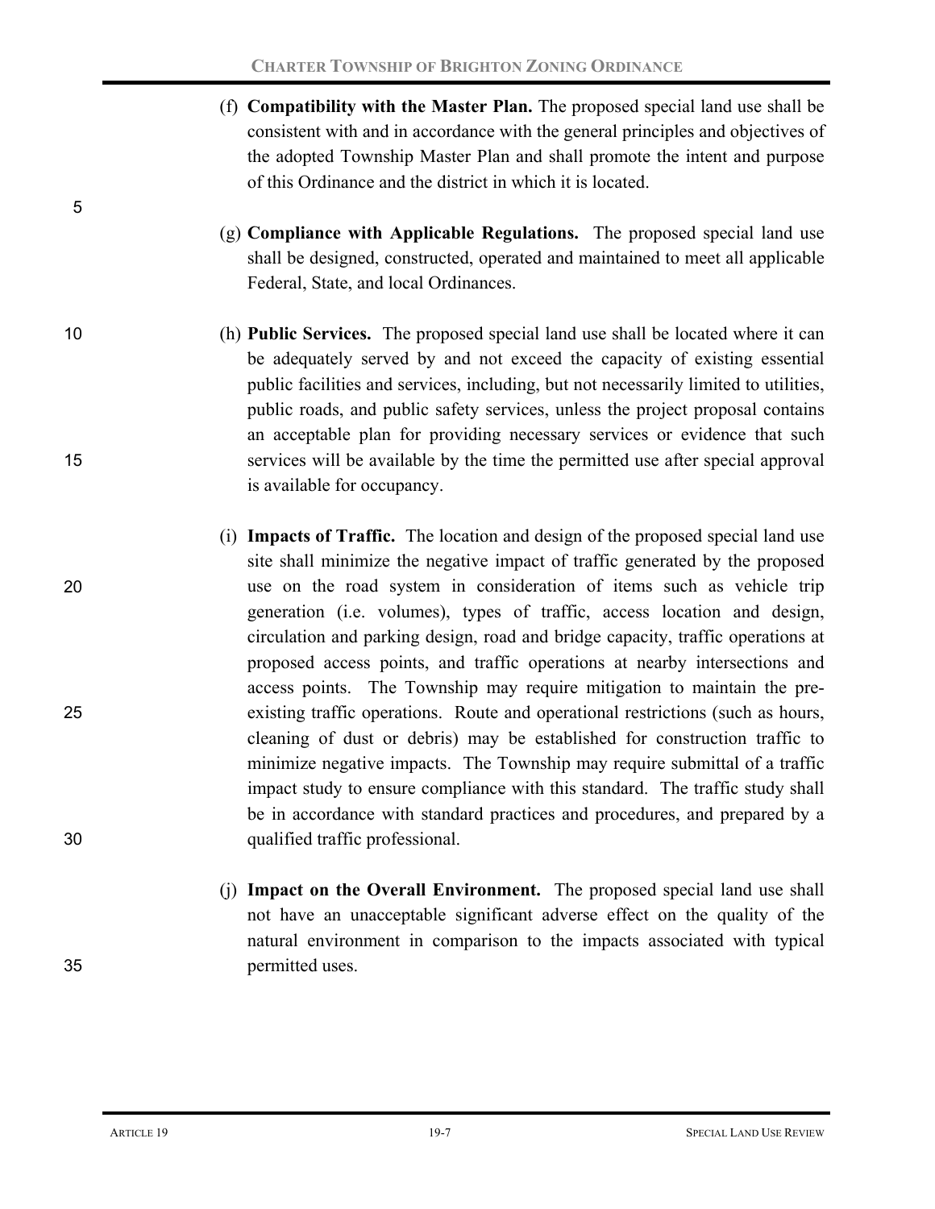(f) **Compatibility with the Master Plan.** The proposed special land use shall be consistent with and in accordance with the general principles and objectives of the adopted Township Master Plan and shall promote the intent and purpose of this Ordinance and the district in which it is located.

(g) **Compliance with Applicable Regulations.** The proposed special land use shall be designed, constructed, operated and maintained to meet all applicable Federal, State, and local Ordinances.

(h) **Public Services.** The proposed special land use shall be located where it can be adequately served by and not exceed the capacity of existing essential public facilities and services, including, but not necessarily limited to utilities, public roads, and public safety services, unless the project proposal contains an acceptable plan for providing necessary services or evidence that such services will be available by the time the permitted use after special approval is available for occupancy.

(i) **Impacts of Traffic.** The location and design of the proposed special land use site shall minimize the negative impact of traffic generated by the proposed use on the road system in consideration of items such as vehicle trip generation (i.e. volumes), types of traffic, access location and design, circulation and parking design, road and bridge capacity, traffic operations at proposed access points, and traffic operations at nearby intersections and access points. The Township may require mitigation to maintain the pre-existing traffic operations. Route and operational restrictions (such as hours, cleaning of dust or debris) may be established for construction traffic to minimize negative impacts. The Township may require submittal of a traffic impact study to ensure compliance with this standard. The traffic study shall be in accordance with standard practices and procedures, and prepared by a qualified traffic professional.

(j) **Impact on the Overall Environment.** The proposed special land use shall not have an unacceptable significant adverse effect on the quality of the natural environment in comparison to the impacts associated with typical permitted uses.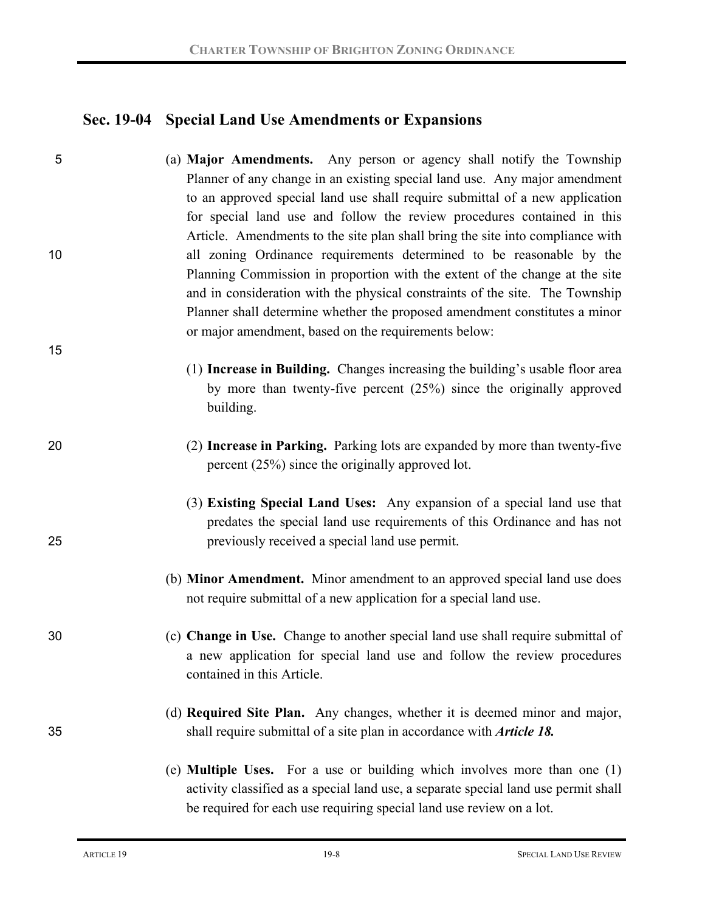## Sec. 19-04 Special Land Use Amendments or Expansions

(a) **Major Amendments.** Any person or agency shall notify the Township Planner of any change in an existing special land use. Any major amendment to an approved special land use shall require submittal of a new application for special land use and follow the review procedures contained in this Article. Amendments to the site plan shall bring the site into compliance with all zoning Ordinance requirements determined to be reasonable by the Planning Commission in proportion with the extent of the change at the site and in consideration with the physical constraints of the site. The Township Planner shall determine whether the proposed amendment constitutes a minor or major amendment, based on the requirements below:

(1) **Increase in Building.** Changes increasing the building's usable floor area by more than twenty-five percent (25%) since the originally approved building.

(2) **Increase in Parking.** Parking lots are expanded by more than twenty-five percent (25%) since the originally approved lot.

(3) **Existing Special Land Uses:** Any expansion of a special land use that predates the special land use requirements of this Ordinance and has not previously received a special land use permit.

(b) **Minor Amendment.** Minor amendment to an approved special land use does not require submittal of a new application for a special land use.

(c) **Change in Use.** Change to another special land use shall require submittal of a new application for special land use and follow the review procedures contained in this Article.

(d) **Required Site Plan.** Any changes, whether it is deemed minor and major, shall require submittal of a site plan in accordance with ***Article 18.***

(e) **Multiple Uses.** For a use or building which involves more than one (1) activity classified as a special land use, a separate special land use permit shall be required for each use requiring special land use review on a lot.